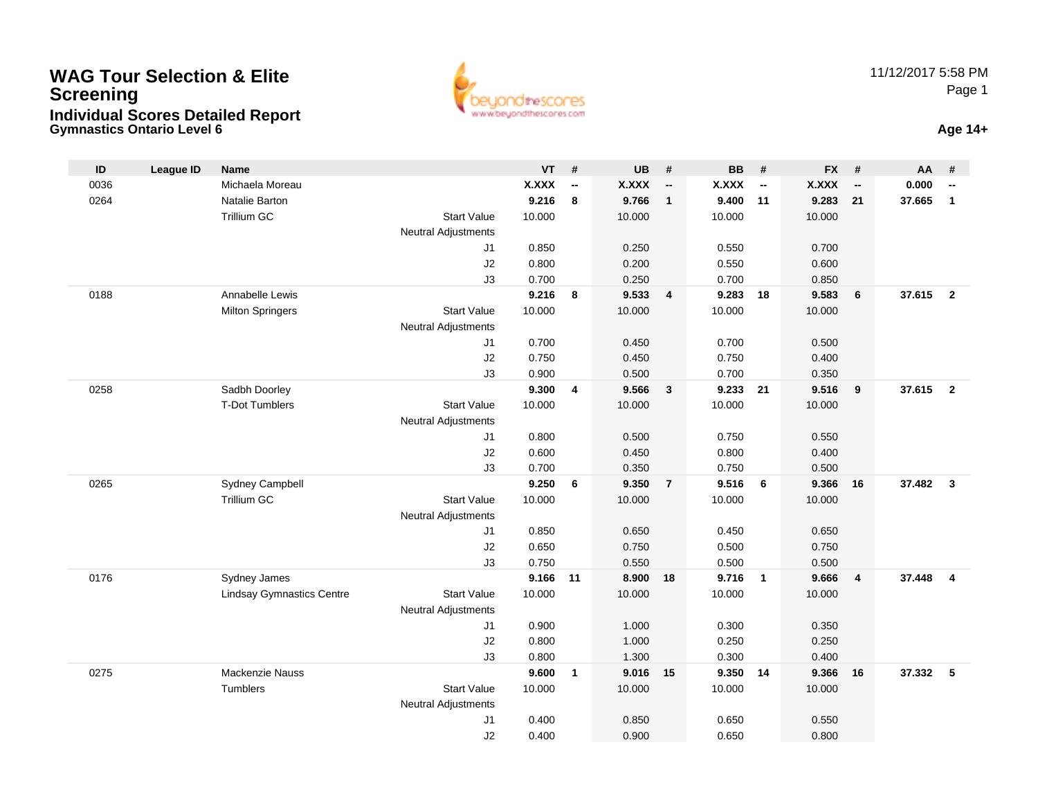# WAG Tour Selection & Elite Screening

## Individual Scores Detailed Report

### Gymnastics Ontario Level 6

11/12/2017 5:58 PM

**Age 14+**

| ID | League ID | Name | | VT | # | UB | # | BB | # | FX | # | AA | # |
|---|---|---|---|---|---|---|---|---|---|---|---|---|---|
| 0036 | | Michaela Moreau | | **X.XXX** | **--** | **X.XXX** | **--** | **X.XXX** | **--** | **X.XXX** | **--** | **0.000** | **--** |
| 0264 | | Natalie Barton | | **9.216** | **8** | **9.766** | **1** | **9.400** | **11** | **9.283** | **21** | **37.665** | **1** |
| | | Trillium GC | Start Value | 10.000 | | 10.000 | | 10.000 | | 10.000 | | | |
| | | | Neutral Adjustments | | | | | | | | | | |
| | | | J1 | 0.850 | | 0.250 | | 0.550 | | 0.700 | | | |
| | | | J2 | 0.800 | | 0.200 | | 0.550 | | 0.600 | | | |
| | | | J3 | 0.700 | | 0.250 | | 0.700 | | 0.850 | | | |
| 0188 | | Annabelle Lewis | | **9.216** | **8** | **9.533** | **4** | **9.283** | **18** | **9.583** | **6** | **37.615** | **2** |
| | | Milton Springers | Start Value | 10.000 | | 10.000 | | 10.000 | | 10.000 | | | |
| | | | Neutral Adjustments | | | | | | | | | | |
| | | | J1 | 0.700 | | 0.450 | | 0.700 | | 0.500 | | | |
| | | | J2 | 0.750 | | 0.450 | | 0.750 | | 0.400 | | | |
| | | | J3 | 0.900 | | 0.500 | | 0.700 | | 0.350 | | | |
| 0258 | | Sadbh Doorley | | **9.300** | **4** | **9.566** | **3** | **9.233** | **21** | **9.516** | **9** | **37.615** | **2** |
| | | T-Dot Tumblers | Start Value | 10.000 | | 10.000 | | 10.000 | | 10.000 | | | |
| | | | Neutral Adjustments | | | | | | | | | | |
| | | | J1 | 0.800 | | 0.500 | | 0.750 | | 0.550 | | | |
| | | | J2 | 0.600 | | 0.450 | | 0.800 | | 0.400 | | | |
| | | | J3 | 0.700 | | 0.350 | | 0.750 | | 0.500 | | | |
| 0265 | | Sydney Campbell | | **9.250** | **6** | **9.350** | **7** | **9.516** | **6** | **9.366** | **16** | **37.482** | **3** |
| | | Trillium GC | Start Value | 10.000 | | 10.000 | | 10.000 | | 10.000 | | | |
| | | | Neutral Adjustments | | | | | | | | | | |
| | | | J1 | 0.850 | | 0.650 | | 0.450 | | 0.650 | | | |
| | | | J2 | 0.650 | | 0.750 | | 0.500 | | 0.750 | | | |
| | | | J3 | 0.750 | | 0.550 | | 0.500 | | 0.500 | | | |
| 0176 | | Sydney James | | **9.166** | **11** | **8.900** | **18** | **9.716** | **1** | **9.666** | **4** | **37.448** | **4** |
| | | Lindsay Gymnastics Centre | Start Value | 10.000 | | 10.000 | | 10.000 | | 10.000 | | | |
| | | | Neutral Adjustments | | | | | | | | | | |
| | | | J1 | 0.900 | | 1.000 | | 0.300 | | 0.350 | | | |
| | | | J2 | 0.800 | | 1.000 | | 0.250 | | 0.250 | | | |
| | | | J3 | 0.800 | | 1.300 | | 0.300 | | 0.400 | | | |
| 0275 | | Mackenzie Nauss | | **9.600** | **1** | **9.016** | **15** | **9.350** | **14** | **9.366** | **16** | **37.332** | **5** |
| | | Tumblers | Start Value | 10.000 | | 10.000 | | 10.000 | | 10.000 | | | |
| | | | Neutral Adjustments | | | | | | | | | | |
| | | | J1 | 0.400 | | 0.850 | | 0.650 | | 0.550 | | | |
| | | | J2 | 0.400 | | 0.900 | | 0.650 | | 0.800 | | | |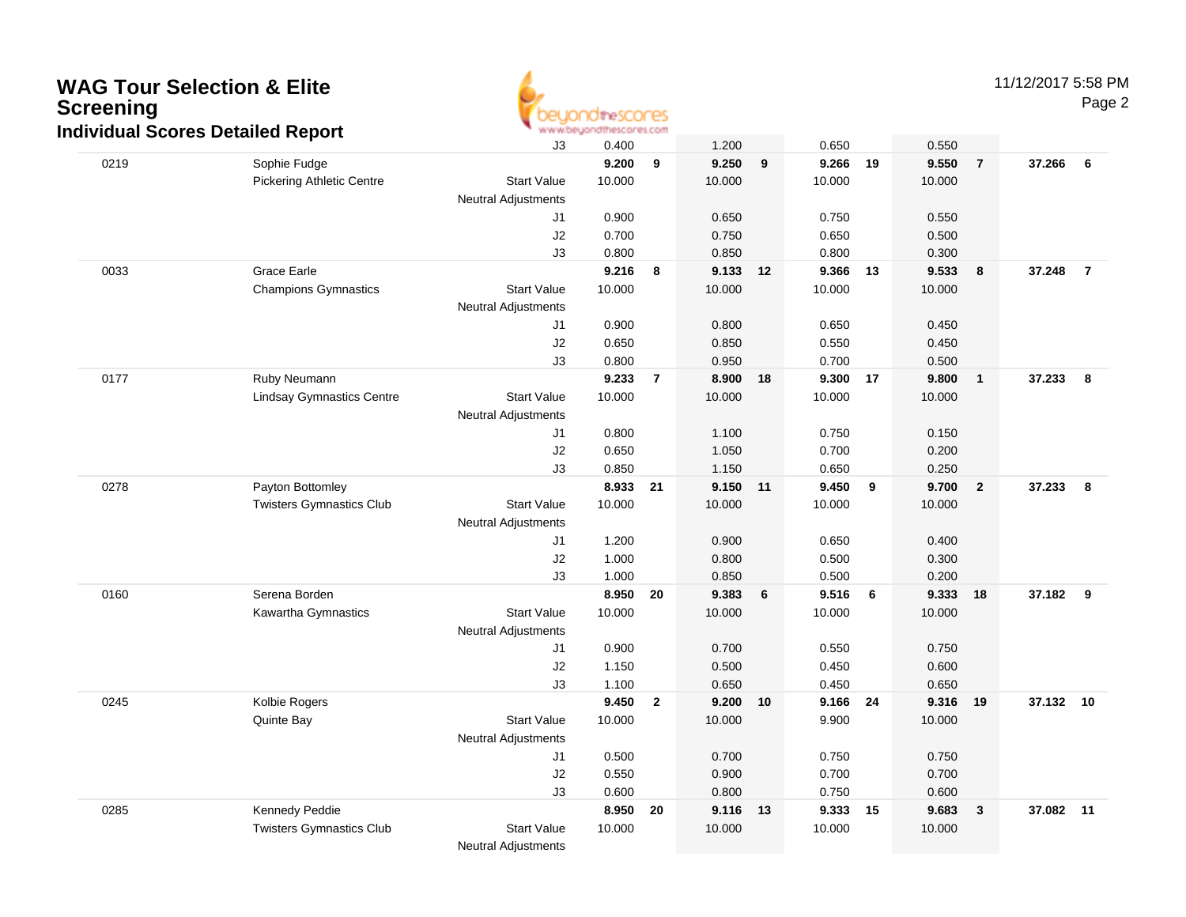# WAG Tour Selection & Elite Screening

## Individual Scores Detailed Report

| | | | Vault | | Bars | | Beam | | Floor | | AA | |
|---|---|---|---|---|---|---|---|---|---|---|---|---|
| | | J3 | 0.400 | | 1.200 | | 0.650 | | 0.550 | | | |
| 0219 | Sophie Fudge | | **9.200** | **9** | **9.250** | **9** | **9.266** | **19** | **9.550** | **7** | **37.266** | **6** |
| | Pickering Athletic Centre | Start Value | 10.000 | | 10.000 | | 10.000 | | 10.000 | | | |
| | | Neutral Adjustments | | | | | | | | | | |
| | | J1 | 0.900 | | 0.650 | | 0.750 | | 0.550 | | | |
| | | J2 | 0.700 | | 0.750 | | 0.650 | | 0.500 | | | |
| | | J3 | 0.800 | | 0.850 | | 0.800 | | 0.300 | | | |
| 0033 | Grace Earle | | **9.216** | **8** | **9.133** | **12** | **9.366** | **13** | **9.533** | **8** | **37.248** | **7** |
| | Champions Gymnastics | Start Value | 10.000 | | 10.000 | | 10.000 | | 10.000 | | | |
| | | Neutral Adjustments | | | | | | | | | | |
| | | J1 | 0.900 | | 0.800 | | 0.650 | | 0.450 | | | |
| | | J2 | 0.650 | | 0.850 | | 0.550 | | 0.450 | | | |
| | | J3 | 0.800 | | 0.950 | | 0.700 | | 0.500 | | | |
| 0177 | Ruby Neumann | | **9.233** | **7** | **8.900** | **18** | **9.300** | **17** | **9.800** | **1** | **37.233** | **8** |
| | Lindsay Gymnastics Centre | Start Value | 10.000 | | 10.000 | | 10.000 | | 10.000 | | | |
| | | Neutral Adjustments | | | | | | | | | | |
| | | J1 | 0.800 | | 1.100 | | 0.750 | | 0.150 | | | |
| | | J2 | 0.650 | | 1.050 | | 0.700 | | 0.200 | | | |
| | | J3 | 0.850 | | 1.150 | | 0.650 | | 0.250 | | | |
| 0278 | Payton Bottomley | | **8.933** | **21** | **9.150** | **11** | **9.450** | **9** | **9.700** | **2** | **37.233** | **8** |
| | Twisters Gymnastics Club | Start Value | 10.000 | | 10.000 | | 10.000 | | 10.000 | | | |
| | | Neutral Adjustments | | | | | | | | | | |
| | | J1 | 1.200 | | 0.900 | | 0.650 | | 0.400 | | | |
| | | J2 | 1.000 | | 0.800 | | 0.500 | | 0.300 | | | |
| | | J3 | 1.000 | | 0.850 | | 0.500 | | 0.200 | | | |
| 0160 | Serena Borden | | **8.950** | **20** | **9.383** | **6** | **9.516** | **6** | **9.333** | **18** | **37.182** | **9** |
| | Kawartha Gymnastics | Start Value | 10.000 | | 10.000 | | 10.000 | | 10.000 | | | |
| | | Neutral Adjustments | | | | | | | | | | |
| | | J1 | 0.900 | | 0.700 | | 0.550 | | 0.750 | | | |
| | | J2 | 1.150 | | 0.500 | | 0.450 | | 0.600 | | | |
| | | J3 | 1.100 | | 0.650 | | 0.450 | | 0.650 | | | |
| 0245 | Kolbie Rogers | | **9.450** | **2** | **9.200** | **10** | **9.166** | **24** | **9.316** | **19** | **37.132** | **10** |
| | Quinte Bay | Start Value | 10.000 | | 10.000 | | 9.900 | | 10.000 | | | |
| | | Neutral Adjustments | | | | | | | | | | |
| | | J1 | 0.500 | | 0.700 | | 0.750 | | 0.750 | | | |
| | | J2 | 0.550 | | 0.900 | | 0.700 | | 0.700 | | | |
| | | J3 | 0.600 | | 0.800 | | 0.750 | | 0.600 | | | |
| 0285 | Kennedy Peddie | | **8.950** | **20** | **9.116** | **13** | **9.333** | **15** | **9.683** | **3** | **37.082** | **11** |
| | Twisters Gymnastics Club | Start Value | 10.000 | | 10.000 | | 10.000 | | 10.000 | | | |
| | | Neutral Adjustments | | | | | | | | | | |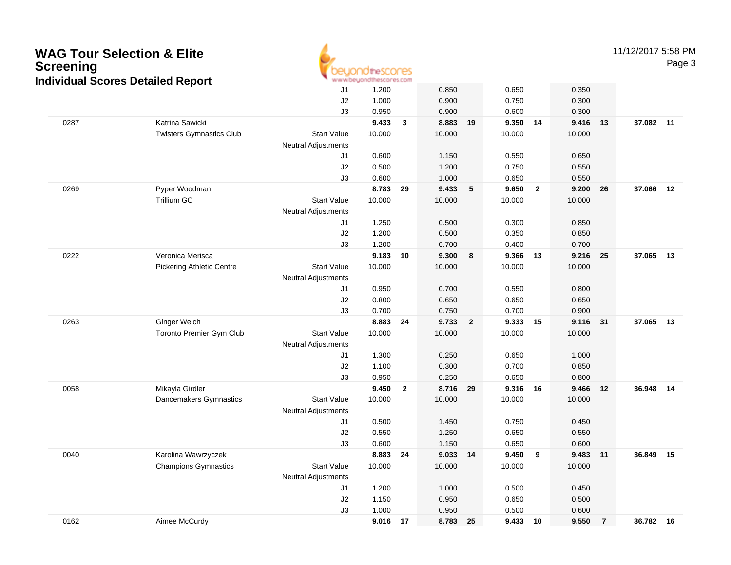# WAG Tour Selection & Elite Screening

## Individual Scores Detailed Report

| | | | | | | | | | | | | |
|---|---|---|---|---|---|---|---|---|---|---|---|---|
| | | J1 | 1.200 | | 0.850 | | 0.650 | | 0.350 | | | |
| | | J2 | 1.000 | | 0.900 | | 0.750 | | 0.300 | | | |
| | | J3 | 0.950 | | 0.900 | | 0.600 | | 0.300 | | | |
| 0287 | Katrina Sawicki | | **9.433** | **3** | **8.883** | **19** | **9.350** | **14** | **9.416** | **13** | **37.082** | **11** |
| | Twisters Gymnastics Club | Start Value | 10.000 | | 10.000 | | 10.000 | | 10.000 | | | |
| | | Neutral Adjustments | | | | | | | | | | |
| | | J1 | 0.600 | | 1.150 | | 0.550 | | 0.650 | | | |
| | | J2 | 0.500 | | 1.200 | | 0.750 | | 0.550 | | | |
| | | J3 | 0.600 | | 1.000 | | 0.650 | | 0.550 | | | |
| 0269 | Pyper Woodman | | **8.783** | **29** | **9.433** | **5** | **9.650** | **2** | **9.200** | **26** | **37.066** | **12** |
| | Trillium GC | Start Value | 10.000 | | 10.000 | | 10.000 | | 10.000 | | | |
| | | Neutral Adjustments | | | | | | | | | | |
| | | J1 | 1.250 | | 0.500 | | 0.300 | | 0.850 | | | |
| | | J2 | 1.200 | | 0.500 | | 0.350 | | 0.850 | | | |
| | | J3 | 1.200 | | 0.700 | | 0.400 | | 0.700 | | | |
| 0222 | Veronica Merisca | | **9.183** | **10** | **9.300** | **8** | **9.366** | **13** | **9.216** | **25** | **37.065** | **13** |
| | Pickering Athletic Centre | Start Value | 10.000 | | 10.000 | | 10.000 | | 10.000 | | | |
| | | Neutral Adjustments | | | | | | | | | | |
| | | J1 | 0.950 | | 0.700 | | 0.550 | | 0.800 | | | |
| | | J2 | 0.800 | | 0.650 | | 0.650 | | 0.650 | | | |
| | | J3 | 0.700 | | 0.750 | | 0.700 | | 0.900 | | | |
| 0263 | Ginger Welch | | **8.883** | **24** | **9.733** | **2** | **9.333** | **15** | **9.116** | **31** | **37.065** | **13** |
| | Toronto Premier Gym Club | Start Value | 10.000 | | 10.000 | | 10.000 | | 10.000 | | | |
| | | Neutral Adjustments | | | | | | | | | | |
| | | J1 | 1.300 | | 0.250 | | 0.650 | | 1.000 | | | |
| | | J2 | 1.100 | | 0.300 | | 0.700 | | 0.850 | | | |
| | | J3 | 0.950 | | 0.250 | | 0.650 | | 0.800 | | | |
| 0058 | Mikayla Girdler | | **9.450** | **2** | **8.716** | **29** | **9.316** | **16** | **9.466** | **12** | **36.948** | **14** |
| | Dancemakers Gymnastics | Start Value | 10.000 | | 10.000 | | 10.000 | | 10.000 | | | |
| | | Neutral Adjustments | | | | | | | | | | |
| | | J1 | 0.500 | | 1.450 | | 0.750 | | 0.450 | | | |
| | | J2 | 0.550 | | 1.250 | | 0.650 | | 0.550 | | | |
| | | J3 | 0.600 | | 1.150 | | 0.650 | | 0.600 | | | |
| 0040 | Karolina Wawrzyczek | | **8.883** | **24** | **9.033** | **14** | **9.450** | **9** | **9.483** | **11** | **36.849** | **15** |
| | Champions Gymnastics | Start Value | 10.000 | | 10.000 | | 10.000 | | 10.000 | | | |
| | | Neutral Adjustments | | | | | | | | | | |
| | | J1 | 1.200 | | 1.000 | | 0.500 | | 0.450 | | | |
| | | J2 | 1.150 | | 0.950 | | 0.650 | | 0.500 | | | |
| | | J3 | 1.000 | | 0.950 | | 0.500 | | 0.600 | | | |
| 0162 | Aimee McCurdy | | **9.016** | **17** | **8.783** | **25** | **9.433** | **10** | **9.550** | **7** | **36.782** | **16** |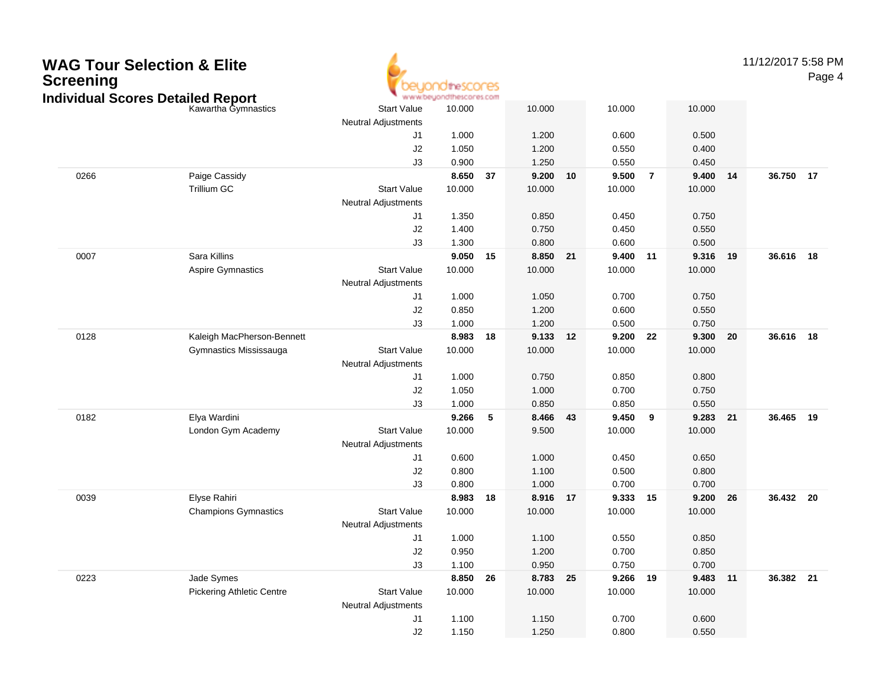# WAG Tour Selection & Elite Screening

## Individual Scores Detailed Report

| # | Name | | Vault | Rk | Bars | Rk | Beam | Rk | Floor | Rk | AA | Rk |
|---|---|---|---|---|---|---|---|---|---|---|---|---|
| | Kawartha Gymnastics | Start Value | 10.000 | | 10.000 | | 10.000 | | 10.000 | | | |
| | | Neutral Adjustments | | | | | | | | | | |
| | | J1 | 1.000 | | 1.200 | | 0.600 | | 0.500 | | | |
| | | J2 | 1.050 | | 1.200 | | 0.550 | | 0.400 | | | |
| | | J3 | 0.900 | | 1.250 | | 0.550 | | 0.450 | | | |
| 0266 | Paige Cassidy | | **8.650** | **37** | **9.200** | **10** | **9.500** | **7** | **9.400** | **14** | **36.750** | **17** |
| | Trillium GC | Start Value | 10.000 | | 10.000 | | 10.000 | | 10.000 | | | |
| | | Neutral Adjustments | | | | | | | | | | |
| | | J1 | 1.350 | | 0.850 | | 0.450 | | 0.750 | | | |
| | | J2 | 1.400 | | 0.750 | | 0.450 | | 0.550 | | | |
| | | J3 | 1.300 | | 0.800 | | 0.600 | | 0.500 | | | |
| 0007 | Sara Killins | | **9.050** | **15** | **8.850** | **21** | **9.400** | **11** | **9.316** | **19** | **36.616** | **18** |
| | Aspire Gymnastics | Start Value | 10.000 | | 10.000 | | 10.000 | | 10.000 | | | |
| | | Neutral Adjustments | | | | | | | | | | |
| | | J1 | 1.000 | | 1.050 | | 0.700 | | 0.750 | | | |
| | | J2 | 0.850 | | 1.200 | | 0.600 | | 0.550 | | | |
| | | J3 | 1.000 | | 1.200 | | 0.500 | | 0.750 | | | |
| 0128 | Kaleigh MacPherson-Bennett | | **8.983** | **18** | **9.133** | **12** | **9.200** | **22** | **9.300** | **20** | **36.616** | **18** |
| | Gymnastics Mississauga | Start Value | 10.000 | | 10.000 | | 10.000 | | 10.000 | | | |
| | | Neutral Adjustments | | | | | | | | | | |
| | | J1 | 1.000 | | 0.750 | | 0.850 | | 0.800 | | | |
| | | J2 | 1.050 | | 1.000 | | 0.700 | | 0.750 | | | |
| | | J3 | 1.000 | | 0.850 | | 0.850 | | 0.550 | | | |
| 0182 | Elya Wardini | | **9.266** | **5** | **8.466** | **43** | **9.450** | **9** | **9.283** | **21** | **36.465** | **19** |
| | London Gym Academy | Start Value | 10.000 | | 9.500 | | 10.000 | | 10.000 | | | |
| | | Neutral Adjustments | | | | | | | | | | |
| | | J1 | 0.600 | | 1.000 | | 0.450 | | 0.650 | | | |
| | | J2 | 0.800 | | 1.100 | | 0.500 | | 0.800 | | | |
| | | J3 | 0.800 | | 1.000 | | 0.700 | | 0.700 | | | |
| 0039 | Elyse Rahiri | | **8.983** | **18** | **8.916** | **17** | **9.333** | **15** | **9.200** | **26** | **36.432** | **20** |
| | Champions Gymnastics | Start Value | 10.000 | | 10.000 | | 10.000 | | 10.000 | | | |
| | | Neutral Adjustments | | | | | | | | | | |
| | | J1 | 1.000 | | 1.100 | | 0.550 | | 0.850 | | | |
| | | J2 | 0.950 | | 1.200 | | 0.700 | | 0.850 | | | |
| | | J3 | 1.100 | | 0.950 | | 0.750 | | 0.700 | | | |
| 0223 | Jade Symes | | **8.850** | **26** | **8.783** | **25** | **9.266** | **19** | **9.483** | **11** | **36.382** | **21** |
| | Pickering Athletic Centre | Start Value | 10.000 | | 10.000 | | 10.000 | | 10.000 | | | |
| | | Neutral Adjustments | | | | | | | | | | |
| | | J1 | 1.100 | | 1.150 | | 0.700 | | 0.600 | | | |
| | | J2 | 1.150 | | 1.250 | | 0.800 | | 0.550 | | | |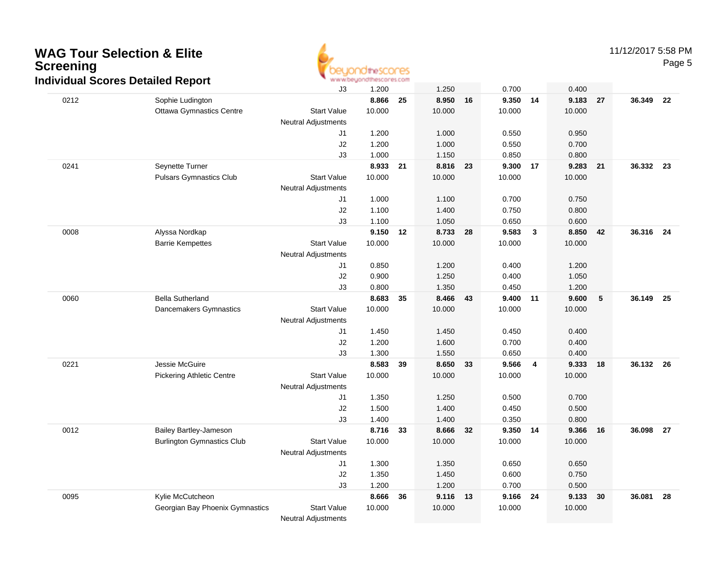# WAG Tour Selection & Elite Screening

## Individual Scores Detailed Report

11/12/2017 5:58 PM

| | | | Vault | Rank | Bars | Rank | Beam | Rank | Floor | Rank | AA | Rank |
|---|---|---|---|---|---|---|---|---|---|---|---|---|
| | | J3 | 1.200 | | 1.250 | | 0.700 | | 0.400 | | | |
| 0212 | Sophie Ludington | | **8.866** | **25** | **8.950** | **16** | **9.350** | **14** | **9.183** | **27** | **36.349** | **22** |
| | Ottawa Gymnastics Centre | Start Value | 10.000 | | 10.000 | | 10.000 | | 10.000 | | | |
| | | Neutral Adjustments | | | | | | | | | | |
| | | J1 | 1.200 | | 1.000 | | 0.550 | | 0.950 | | | |
| | | J2 | 1.200 | | 1.000 | | 0.550 | | 0.700 | | | |
| | | J3 | 1.000 | | 1.150 | | 0.850 | | 0.800 | | | |
| 0241 | Seynette Turner | | **8.933** | **21** | **8.816** | **23** | **9.300** | **17** | **9.283** | **21** | **36.332** | **23** |
| | Pulsars Gymnastics Club | Start Value | 10.000 | | 10.000 | | 10.000 | | 10.000 | | | |
| | | Neutral Adjustments | | | | | | | | | | |
| | | J1 | 1.000 | | 1.100 | | 0.700 | | 0.750 | | | |
| | | J2 | 1.100 | | 1.400 | | 0.750 | | 0.800 | | | |
| | | J3 | 1.100 | | 1.050 | | 0.650 | | 0.600 | | | |
| 0008 | Alyssa Nordkap | | **9.150** | **12** | **8.733** | **28** | **9.583** | **3** | **8.850** | **42** | **36.316** | **24** |
| | Barrie Kempettes | Start Value | 10.000 | | 10.000 | | 10.000 | | 10.000 | | | |
| | | Neutral Adjustments | | | | | | | | | | |
| | | J1 | 0.850 | | 1.200 | | 0.400 | | 1.200 | | | |
| | | J2 | 0.900 | | 1.250 | | 0.400 | | 1.050 | | | |
| | | J3 | 0.800 | | 1.350 | | 0.450 | | 1.200 | | | |
| 0060 | Bella Sutherland | | **8.683** | **35** | **8.466** | **43** | **9.400** | **11** | **9.600** | **5** | **36.149** | **25** |
| | Dancemakers Gymnastics | Start Value | 10.000 | | 10.000 | | 10.000 | | 10.000 | | | |
| | | Neutral Adjustments | | | | | | | | | | |
| | | J1 | 1.450 | | 1.450 | | 0.450 | | 0.400 | | | |
| | | J2 | 1.200 | | 1.600 | | 0.700 | | 0.400 | | | |
| | | J3 | 1.300 | | 1.550 | | 0.650 | | 0.400 | | | |
| 0221 | Jessie McGuire | | **8.583** | **39** | **8.650** | **33** | **9.566** | **4** | **9.333** | **18** | **36.132** | **26** |
| | Pickering Athletic Centre | Start Value | 10.000 | | 10.000 | | 10.000 | | 10.000 | | | |
| | | Neutral Adjustments | | | | | | | | | | |
| | | J1 | 1.350 | | 1.250 | | 0.500 | | 0.700 | | | |
| | | J2 | 1.500 | | 1.400 | | 0.450 | | 0.500 | | | |
| | | J3 | 1.400 | | 1.400 | | 0.350 | | 0.800 | | | |
| 0012 | Bailey Bartley-Jameson | | **8.716** | **33** | **8.666** | **32** | **9.350** | **14** | **9.366** | **16** | **36.098** | **27** |
| | Burlington Gymnastics Club | Start Value | 10.000 | | 10.000 | | 10.000 | | 10.000 | | | |
| | | Neutral Adjustments | | | | | | | | | | |
| | | J1 | 1.300 | | 1.350 | | 0.650 | | 0.650 | | | |
| | | J2 | 1.350 | | 1.450 | | 0.600 | | 0.750 | | | |
| | | J3 | 1.200 | | 1.200 | | 0.700 | | 0.500 | | | |
| 0095 | Kylie McCutcheon | | **8.666** | **36** | **9.116** | **13** | **9.166** | **24** | **9.133** | **30** | **36.081** | **28** |
| | Georgian Bay Phoenix Gymnastics | Start Value | 10.000 | | 10.000 | | 10.000 | | 10.000 | | | |
| | | Neutral Adjustments | | | | | | | | | | |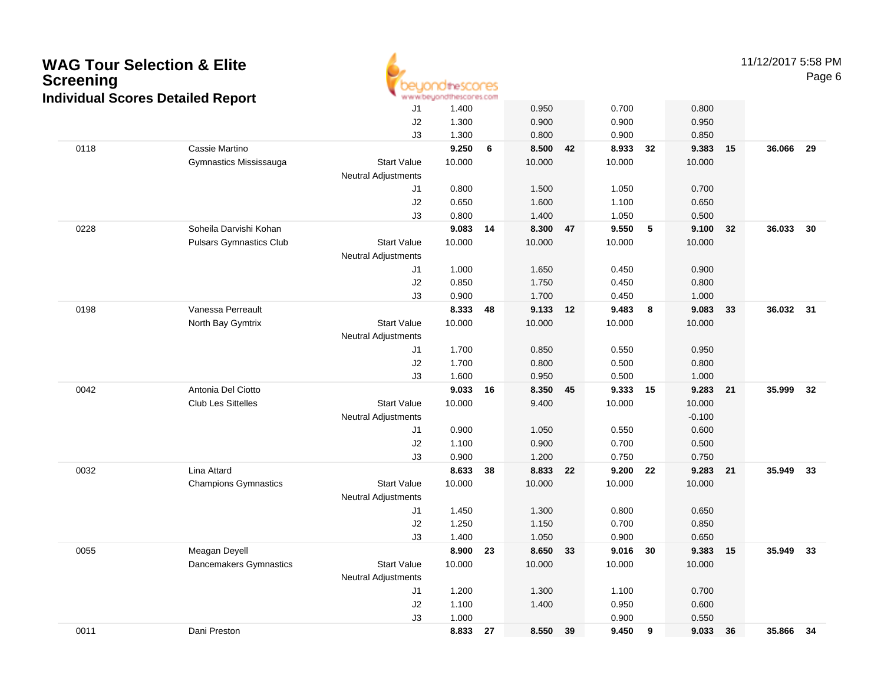# WAG Tour Selection & Elite Screening

## Individual Scores Detailed Report

| Num | Name / Club | | Vault | Rank | Bars | Rank | Beam | Rank | Floor | Rank | AA | Rank |
|---|---|---|---|---|---|---|---|---|---|---|---|---|
| | | J1 | 1.400 | | 0.950 | | 0.700 | | 0.800 | | | |
| | | J2 | 1.300 | | 0.900 | | 0.900 | | 0.950 | | | |
| | | J3 | 1.300 | | 0.800 | | 0.900 | | 0.850 | | | |
| 0118 | Cassie Martino | | **9.250** | **6** | **8.500** | **42** | **8.933** | **32** | **9.383** | **15** | **36.066** | **29** |
| | Gymnastics Mississauga | Start Value | 10.000 | | 10.000 | | 10.000 | | 10.000 | | | |
| | | Neutral Adjustments | | | | | | | | | | |
| | | J1 | 0.800 | | 1.500 | | 1.050 | | 0.700 | | | |
| | | J2 | 0.650 | | 1.600 | | 1.100 | | 0.650 | | | |
| | | J3 | 0.800 | | 1.400 | | 1.050 | | 0.500 | | | |
| 0228 | Soheila Darvishi Kohan | | **9.083** | **14** | **8.300** | **47** | **9.550** | **5** | **9.100** | **32** | **36.033** | **30** |
| | Pulsars Gymnastics Club | Start Value | 10.000 | | 10.000 | | 10.000 | | 10.000 | | | |
| | | Neutral Adjustments | | | | | | | | | | |
| | | J1 | 1.000 | | 1.650 | | 0.450 | | 0.900 | | | |
| | | J2 | 0.850 | | 1.750 | | 0.450 | | 0.800 | | | |
| | | J3 | 0.900 | | 1.700 | | 0.450 | | 1.000 | | | |
| 0198 | Vanessa Perreault | | **8.333** | **48** | **9.133** | **12** | **9.483** | **8** | **9.083** | **33** | **36.032** | **31** |
| | North Bay Gymtrix | Start Value | 10.000 | | 10.000 | | 10.000 | | 10.000 | | | |
| | | Neutral Adjustments | | | | | | | | | | |
| | | J1 | 1.700 | | 0.850 | | 0.550 | | 0.950 | | | |
| | | J2 | 1.700 | | 0.800 | | 0.500 | | 0.800 | | | |
| | | J3 | 1.600 | | 0.950 | | 0.500 | | 1.000 | | | |
| 0042 | Antonia Del Ciotto | | **9.033** | **16** | **8.350** | **45** | **9.333** | **15** | **9.283** | **21** | **35.999** | **32** |
| | Club Les Sittelles | Start Value | 10.000 | | 9.400 | | 10.000 | | 10.000 | | | |
| | | Neutral Adjustments | | | | | | | -0.100 | | | |
| | | J1 | 0.900 | | 1.050 | | 0.550 | | 0.600 | | | |
| | | J2 | 1.100 | | 0.900 | | 0.700 | | 0.500 | | | |
| | | J3 | 0.900 | | 1.200 | | 0.750 | | 0.750 | | | |
| 0032 | Lina Attard | | **8.633** | **38** | **8.833** | **22** | **9.200** | **22** | **9.283** | **21** | **35.949** | **33** |
| | Champions Gymnastics | Start Value | 10.000 | | 10.000 | | 10.000 | | 10.000 | | | |
| | | Neutral Adjustments | | | | | | | | | | |
| | | J1 | 1.450 | | 1.300 | | 0.800 | | 0.650 | | | |
| | | J2 | 1.250 | | 1.150 | | 0.700 | | 0.850 | | | |
| | | J3 | 1.400 | | 1.050 | | 0.900 | | 0.650 | | | |
| 0055 | Meagan Deyell | | **8.900** | **23** | **8.650** | **33** | **9.016** | **30** | **9.383** | **15** | **35.949** | **33** |
| | Dancemakers Gymnastics | Start Value | 10.000 | | 10.000 | | 10.000 | | 10.000 | | | |
| | | Neutral Adjustments | | | | | | | | | | |
| | | J1 | 1.200 | | 1.300 | | 1.100 | | 0.700 | | | |
| | | J2 | 1.100 | | 1.400 | | 0.950 | | 0.600 | | | |
| | | J3 | 1.000 | | | | 0.900 | | 0.550 | | | |
| 0011 | Dani Preston | | **8.833** | **27** | **8.550** | **39** | **9.450** | **9** | **9.033** | **36** | **35.866** | **34** |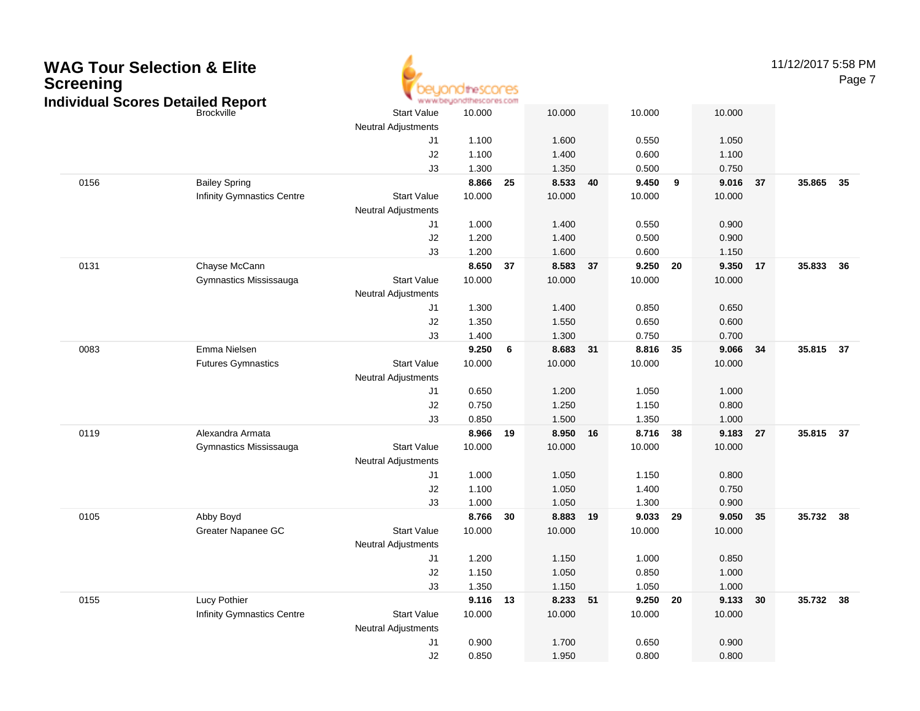# WAG Tour Selection & Elite Screening

## Individual Scores Detailed Report

| | | | | | | | | | | | | |
|---|---|---|---|---|---|---|---|---|---|---|---|---|
| | Brockville | Start Value | 10.000 | | 10.000 | | 10.000 | | 10.000 | | | |
| | | Neutral Adjustments | | | | | | | | | | |
| | | J1 | 1.100 | | 1.600 | | 0.550 | | 1.050 | | | |
| | | J2 | 1.100 | | 1.400 | | 0.600 | | 1.100 | | | |
| | | J3 | 1.300 | | 1.350 | | 0.500 | | 0.750 | | | |
| 0156 | Bailey Spring | | **8.866** | **25** | **8.533** | **40** | **9.450** | **9** | **9.016** | **37** | **35.865** | **35** |
| | Infinity Gymnastics Centre | Start Value | 10.000 | | 10.000 | | 10.000 | | 10.000 | | | |
| | | Neutral Adjustments | | | | | | | | | | |
| | | J1 | 1.000 | | 1.400 | | 0.550 | | 0.900 | | | |
| | | J2 | 1.200 | | 1.400 | | 0.500 | | 0.900 | | | |
| | | J3 | 1.200 | | 1.600 | | 0.600 | | 1.150 | | | |
| 0131 | Chayse McCann | | **8.650** | **37** | **8.583** | **37** | **9.250** | **20** | **9.350** | **17** | **35.833** | **36** |
| | Gymnastics Mississauga | Start Value | 10.000 | | 10.000 | | 10.000 | | 10.000 | | | |
| | | Neutral Adjustments | | | | | | | | | | |
| | | J1 | 1.300 | | 1.400 | | 0.850 | | 0.650 | | | |
| | | J2 | 1.350 | | 1.550 | | 0.650 | | 0.600 | | | |
| | | J3 | 1.400 | | 1.300 | | 0.750 | | 0.700 | | | |
| 0083 | Emma Nielsen | | **9.250** | **6** | **8.683** | **31** | **8.816** | **35** | **9.066** | **34** | **35.815** | **37** |
| | Futures Gymnastics | Start Value | 10.000 | | 10.000 | | 10.000 | | 10.000 | | | |
| | | Neutral Adjustments | | | | | | | | | | |
| | | J1 | 0.650 | | 1.200 | | 1.050 | | 1.000 | | | |
| | | J2 | 0.750 | | 1.250 | | 1.150 | | 0.800 | | | |
| | | J3 | 0.850 | | 1.500 | | 1.350 | | 1.000 | | | |
| 0119 | Alexandra Armata | | **8.966** | **19** | **8.950** | **16** | **8.716** | **38** | **9.183** | **27** | **35.815** | **37** |
| | Gymnastics Mississauga | Start Value | 10.000 | | 10.000 | | 10.000 | | 10.000 | | | |
| | | Neutral Adjustments | | | | | | | | | | |
| | | J1 | 1.000 | | 1.050 | | 1.150 | | 0.800 | | | |
| | | J2 | 1.100 | | 1.050 | | 1.400 | | 0.750 | | | |
| | | J3 | 1.000 | | 1.050 | | 1.300 | | 0.900 | | | |
| 0105 | Abby Boyd | | **8.766** | **30** | **8.883** | **19** | **9.033** | **29** | **9.050** | **35** | **35.732** | **38** |
| | Greater Napanee GC | Start Value | 10.000 | | 10.000 | | 10.000 | | 10.000 | | | |
| | | Neutral Adjustments | | | | | | | | | | |
| | | J1 | 1.200 | | 1.150 | | 1.000 | | 0.850 | | | |
| | | J2 | 1.150 | | 1.050 | | 0.850 | | 1.000 | | | |
| | | J3 | 1.350 | | 1.150 | | 1.050 | | 1.000 | | | |
| 0155 | Lucy Pothier | | **9.116** | **13** | **8.233** | **51** | **9.250** | **20** | **9.133** | **30** | **35.732** | **38** |
| | Infinity Gymnastics Centre | Start Value | 10.000 | | 10.000 | | 10.000 | | 10.000 | | | |
| | | Neutral Adjustments | | | | | | | | | | |
| | | J1 | 0.900 | | 1.700 | | 0.650 | | 0.900 | | | |
| | | J2 | 0.850 | | 1.950 | | 0.800 | | 0.800 | | | |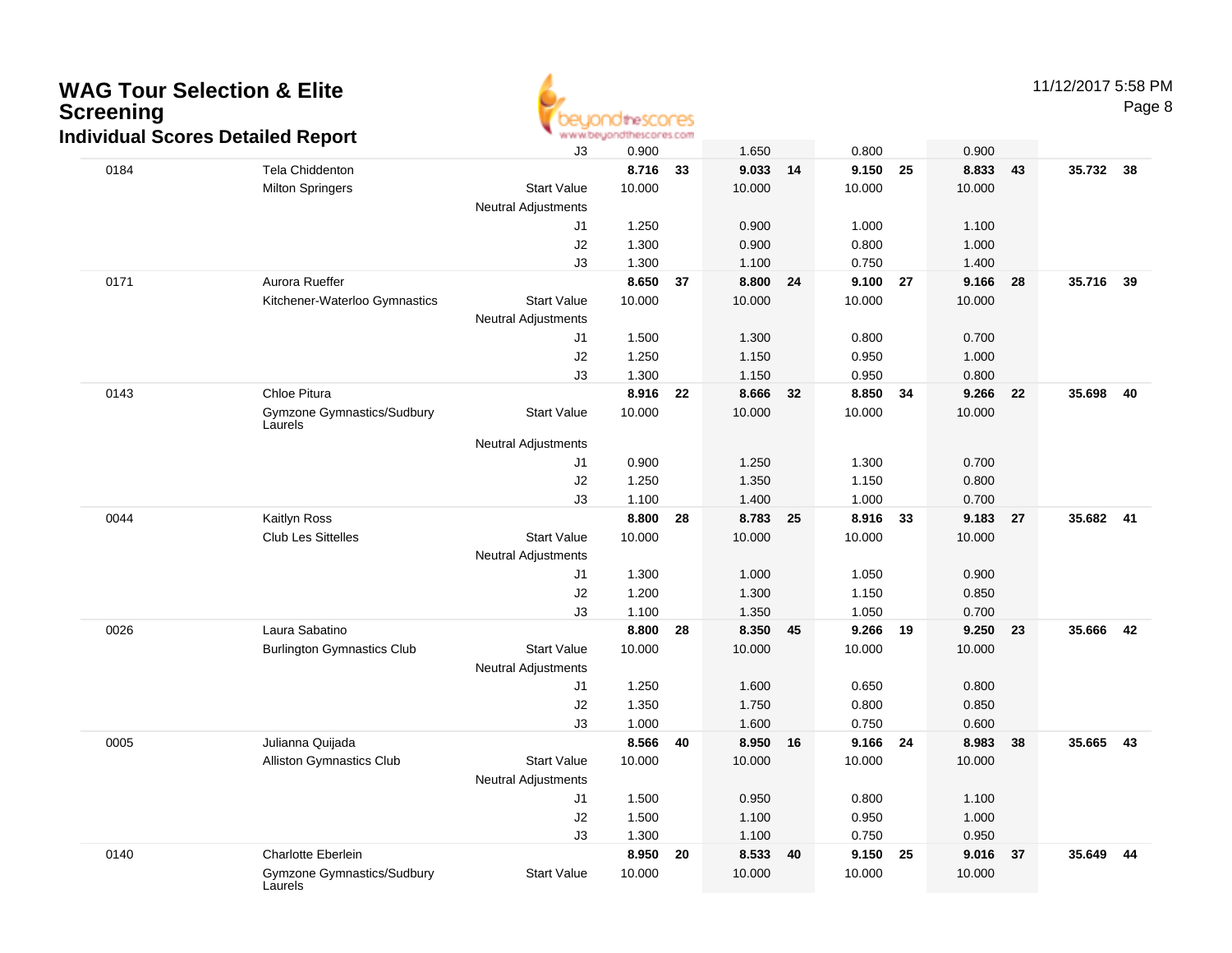# WAG Tour Selection & Elite Screening

## Individual Scores Detailed Report

| # | Name / Club | | Vault | Rank | Bars | Rank | Beam | Rank | Floor | Rank | AA | Rank |
|---|---|---|---|---|---|---|---|---|---|---|---|---|
| | | J3 | 0.900 | | 1.650 | | 0.800 | | 0.900 | | | |
| 0184 | Tela Chiddenton | | **8.716** | **33** | **9.033** | **14** | **9.150** | **25** | **8.833** | **43** | **35.732** | **38** |
| | Milton Springers | Start Value | 10.000 | | 10.000 | | 10.000 | | 10.000 | | | |
| | | Neutral Adjustments | | | | | | | | | | |
| | | J1 | 1.250 | | 0.900 | | 1.000 | | 1.100 | | | |
| | | J2 | 1.300 | | 0.900 | | 0.800 | | 1.000 | | | |
| | | J3 | 1.300 | | 1.100 | | 0.750 | | 1.400 | | | |
| 0171 | Aurora Rueffer | | **8.650** | **37** | **8.800** | **24** | **9.100** | **27** | **9.166** | **28** | **35.716** | **39** |
| | Kitchener-Waterloo Gymnastics | Start Value | 10.000 | | 10.000 | | 10.000 | | 10.000 | | | |
| | | Neutral Adjustments | | | | | | | | | | |
| | | J1 | 1.500 | | 1.300 | | 0.800 | | 0.700 | | | |
| | | J2 | 1.250 | | 1.150 | | 0.950 | | 1.000 | | | |
| | | J3 | 1.300 | | 1.150 | | 0.950 | | 0.800 | | | |
| 0143 | Chloe Pitura | | **8.916** | **22** | **8.666** | **32** | **8.850** | **34** | **9.266** | **22** | **35.698** | **40** |
| | Gymzone Gymnastics/Sudbury Laurels | Start Value | 10.000 | | 10.000 | | 10.000 | | 10.000 | | | |
| | | Neutral Adjustments | | | | | | | | | | |
| | | J1 | 0.900 | | 1.250 | | 1.300 | | 0.700 | | | |
| | | J2 | 1.250 | | 1.350 | | 1.150 | | 0.800 | | | |
| | | J3 | 1.100 | | 1.400 | | 1.000 | | 0.700 | | | |
| 0044 | Kaitlyn Ross | | **8.800** | **28** | **8.783** | **25** | **8.916** | **33** | **9.183** | **27** | **35.682** | **41** |
| | Club Les Sittelles | Start Value | 10.000 | | 10.000 | | 10.000 | | 10.000 | | | |
| | | Neutral Adjustments | | | | | | | | | | |
| | | J1 | 1.300 | | 1.000 | | 1.050 | | 0.900 | | | |
| | | J2 | 1.200 | | 1.300 | | 1.150 | | 0.850 | | | |
| | | J3 | 1.100 | | 1.350 | | 1.050 | | 0.700 | | | |
| 0026 | Laura Sabatino | | **8.800** | **28** | **8.350** | **45** | **9.266** | **19** | **9.250** | **23** | **35.666** | **42** |
| | Burlington Gymnastics Club | Start Value | 10.000 | | 10.000 | | 10.000 | | 10.000 | | | |
| | | Neutral Adjustments | | | | | | | | | | |
| | | J1 | 1.250 | | 1.600 | | 0.650 | | 0.800 | | | |
| | | J2 | 1.350 | | 1.750 | | 0.800 | | 0.850 | | | |
| | | J3 | 1.000 | | 1.600 | | 0.750 | | 0.600 | | | |
| 0005 | Julianna Quijada | | **8.566** | **40** | **8.950** | **16** | **9.166** | **24** | **8.983** | **38** | **35.665** | **43** |
| | Alliston Gymnastics Club | Start Value | 10.000 | | 10.000 | | 10.000 | | 10.000 | | | |
| | | Neutral Adjustments | | | | | | | | | | |
| | | J1 | 1.500 | | 0.950 | | 0.800 | | 1.100 | | | |
| | | J2 | 1.500 | | 1.100 | | 0.950 | | 1.000 | | | |
| | | J3 | 1.300 | | 1.100 | | 0.750 | | 0.950 | | | |
| 0140 | Charlotte Eberlein | | **8.950** | **20** | **8.533** | **40** | **9.150** | **25** | **9.016** | **37** | **35.649** | **44** |
| | Gymzone Gymnastics/Sudbury Laurels | Start Value | 10.000 | | 10.000 | | 10.000 | | 10.000 | | | |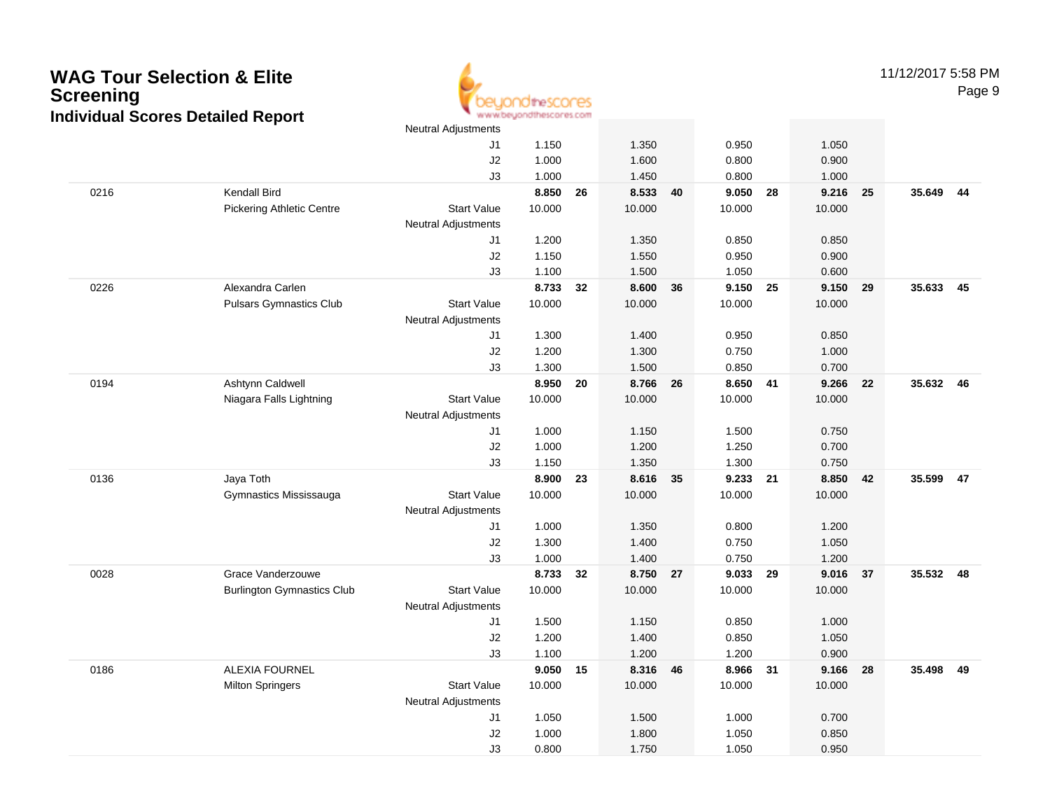# WAG Tour Selection & Elite Screening

## Individual Scores Detailed Report

| | | | | | | | | | | | | |
|---|---|---|---|---|---|---|---|---|---|---|---|---|
| | | Neutral Adjustments | | | | | | | | | | |
| | | J1 | 1.150 | | 1.350 | | 0.950 | | 1.050 | | | |
| | | J2 | 1.000 | | 1.600 | | 0.800 | | 0.900 | | | |
| | | J3 | 1.000 | | 1.450 | | 0.800 | | 1.000 | | | |
| 0216 | Kendall Bird | | **8.850** | **26** | **8.533** | **40** | **9.050** | **28** | **9.216** | **25** | **35.649** | **44** |
| | Pickering Athletic Centre | Start Value | 10.000 | | 10.000 | | 10.000 | | 10.000 | | | |
| | | Neutral Adjustments | | | | | | | | | | |
| | | J1 | 1.200 | | 1.350 | | 0.850 | | 0.850 | | | |
| | | J2 | 1.150 | | 1.550 | | 0.950 | | 0.900 | | | |
| | | J3 | 1.100 | | 1.500 | | 1.050 | | 0.600 | | | |
| 0226 | Alexandra Carlen | | **8.733** | **32** | **8.600** | **36** | **9.150** | **25** | **9.150** | **29** | **35.633** | **45** |
| | Pulsars Gymnastics Club | Start Value | 10.000 | | 10.000 | | 10.000 | | 10.000 | | | |
| | | Neutral Adjustments | | | | | | | | | | |
| | | J1 | 1.300 | | 1.400 | | 0.950 | | 0.850 | | | |
| | | J2 | 1.200 | | 1.300 | | 0.750 | | 1.000 | | | |
| | | J3 | 1.300 | | 1.500 | | 0.850 | | 0.700 | | | |
| 0194 | Ashtynn Caldwell | | **8.950** | **20** | **8.766** | **26** | **8.650** | **41** | **9.266** | **22** | **35.632** | **46** |
| | Niagara Falls Lightning | Start Value | 10.000 | | 10.000 | | 10.000 | | 10.000 | | | |
| | | Neutral Adjustments | | | | | | | | | | |
| | | J1 | 1.000 | | 1.150 | | 1.500 | | 0.750 | | | |
| | | J2 | 1.000 | | 1.200 | | 1.250 | | 0.700 | | | |
| | | J3 | 1.150 | | 1.350 | | 1.300 | | 0.750 | | | |
| 0136 | Jaya Toth | | **8.900** | **23** | **8.616** | **35** | **9.233** | **21** | **8.850** | **42** | **35.599** | **47** |
| | Gymnastics Mississauga | Start Value | 10.000 | | 10.000 | | 10.000 | | 10.000 | | | |
| | | Neutral Adjustments | | | | | | | | | | |
| | | J1 | 1.000 | | 1.350 | | 0.800 | | 1.200 | | | |
| | | J2 | 1.300 | | 1.400 | | 0.750 | | 1.050 | | | |
| | | J3 | 1.000 | | 1.400 | | 0.750 | | 1.200 | | | |
| 0028 | Grace Vanderzouwe | | **8.733** | **32** | **8.750** | **27** | **9.033** | **29** | **9.016** | **37** | **35.532** | **48** |
| | Burlington Gymnastics Club | Start Value | 10.000 | | 10.000 | | 10.000 | | 10.000 | | | |
| | | Neutral Adjustments | | | | | | | | | | |
| | | J1 | 1.500 | | 1.150 | | 0.850 | | 1.000 | | | |
| | | J2 | 1.200 | | 1.400 | | 0.850 | | 1.050 | | | |
| | | J3 | 1.100 | | 1.200 | | 1.200 | | 0.900 | | | |
| 0186 | ALEXIA FOURNEL | | **9.050** | **15** | **8.316** | **46** | **8.966** | **31** | **9.166** | **28** | **35.498** | **49** |
| | Milton Springers | Start Value | 10.000 | | 10.000 | | 10.000 | | 10.000 | | | |
| | | Neutral Adjustments | | | | | | | | | | |
| | | J1 | 1.050 | | 1.500 | | 1.000 | | 0.700 | | | |
| | | J2 | 1.000 | | 1.800 | | 1.050 | | 0.850 | | | |
| | | J3 | 0.800 | | 1.750 | | 1.050 | | 0.950 | | | |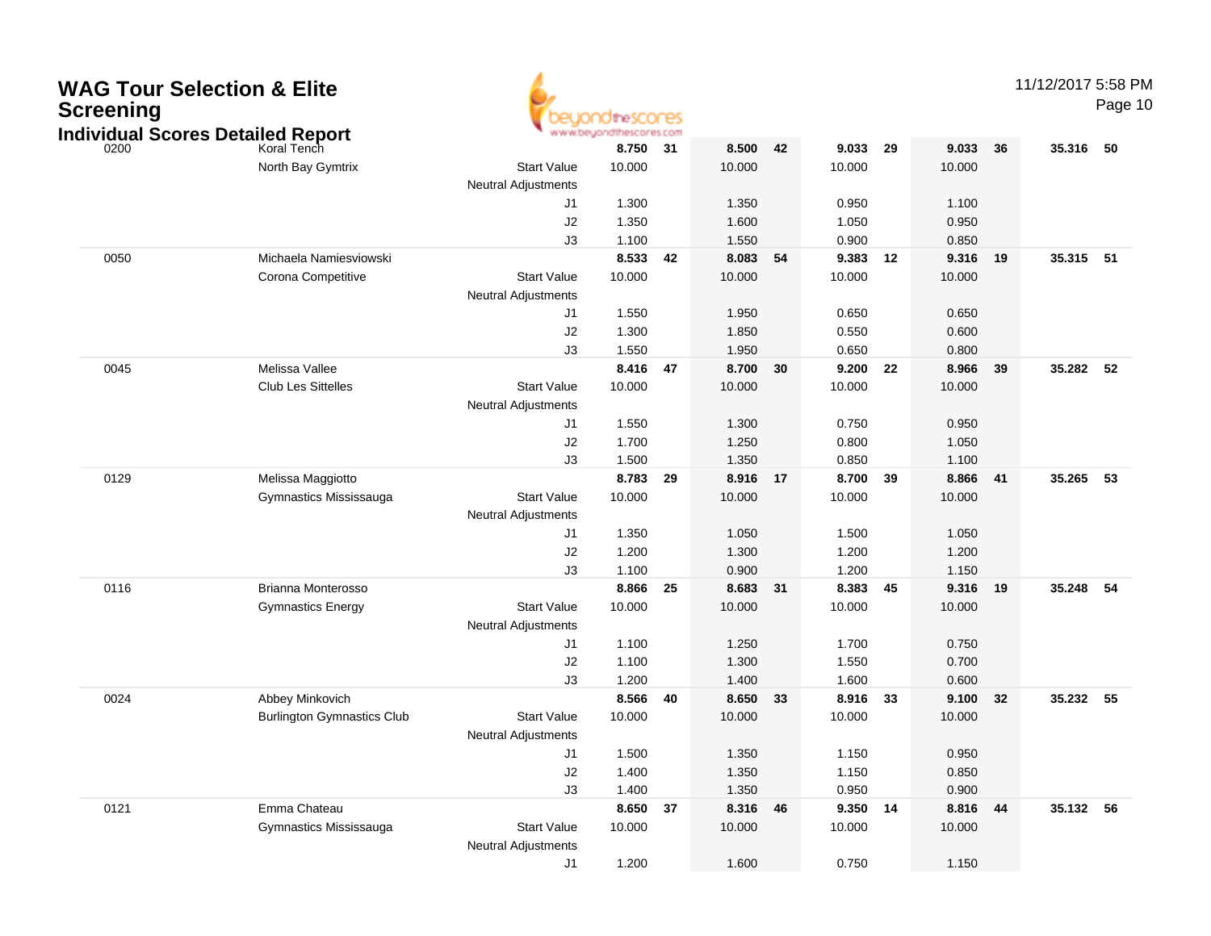# WAG Tour Selection & Elite Screening

## Individual Scores Detailed Report

11/12/2017 5:58 PM

| | | | | | | | | | | | | |
|---|---|---|---|---|---|---|---|---|---|---|---|---|
| 0200 | Koral Tench | | 8.750 | 31 | 8.500 | 42 | 9.033 | 29 | 9.033 | 36 | 35.316 | 50 |
| | North Bay Gymtrix | Start Value | 10.000 | | 10.000 | | 10.000 | | 10.000 | | | |
| | | Neutral Adjustments | | | | | | | | | | |
| | | J1 | 1.300 | | 1.350 | | 0.950 | | 1.100 | | | |
| | | J2 | 1.350 | | 1.600 | | 1.050 | | 0.950 | | | |
| | | J3 | 1.100 | | 1.550 | | 0.900 | | 0.850 | | | |
| 0050 | Michaela Namiesviowski | | 8.533 | 42 | 8.083 | 54 | 9.383 | 12 | 9.316 | 19 | 35.315 | 51 |
| | Corona Competitive | Start Value | 10.000 | | 10.000 | | 10.000 | | 10.000 | | | |
| | | Neutral Adjustments | | | | | | | | | | |
| | | J1 | 1.550 | | 1.950 | | 0.650 | | 0.650 | | | |
| | | J2 | 1.300 | | 1.850 | | 0.550 | | 0.600 | | | |
| | | J3 | 1.550 | | 1.950 | | 0.650 | | 0.800 | | | |
| 0045 | Melissa Vallee | | 8.416 | 47 | 8.700 | 30 | 9.200 | 22 | 8.966 | 39 | 35.282 | 52 |
| | Club Les Sittelles | Start Value | 10.000 | | 10.000 | | 10.000 | | 10.000 | | | |
| | | Neutral Adjustments | | | | | | | | | | |
| | | J1 | 1.550 | | 1.300 | | 0.750 | | 0.950 | | | |
| | | J2 | 1.700 | | 1.250 | | 0.800 | | 1.050 | | | |
| | | J3 | 1.500 | | 1.350 | | 0.850 | | 1.100 | | | |
| 0129 | Melissa Maggiotto | | 8.783 | 29 | 8.916 | 17 | 8.700 | 39 | 8.866 | 41 | 35.265 | 53 |
| | Gymnastics Mississauga | Start Value | 10.000 | | 10.000 | | 10.000 | | 10.000 | | | |
| | | Neutral Adjustments | | | | | | | | | | |
| | | J1 | 1.350 | | 1.050 | | 1.500 | | 1.050 | | | |
| | | J2 | 1.200 | | 1.300 | | 1.200 | | 1.200 | | | |
| | | J3 | 1.100 | | 0.900 | | 1.200 | | 1.150 | | | |
| 0116 | Brianna Monterosso | | 8.866 | 25 | 8.683 | 31 | 8.383 | 45 | 9.316 | 19 | 35.248 | 54 |
| | Gymnastics Energy | Start Value | 10.000 | | 10.000 | | 10.000 | | 10.000 | | | |
| | | Neutral Adjustments | | | | | | | | | | |
| | | J1 | 1.100 | | 1.250 | | 1.700 | | 0.750 | | | |
| | | J2 | 1.100 | | 1.300 | | 1.550 | | 0.700 | | | |
| | | J3 | 1.200 | | 1.400 | | 1.600 | | 0.600 | | | |
| 0024 | Abbey Minkovich | | 8.566 | 40 | 8.650 | 33 | 8.916 | 33 | 9.100 | 32 | 35.232 | 55 |
| | Burlington Gymnastics Club | Start Value | 10.000 | | 10.000 | | 10.000 | | 10.000 | | | |
| | | Neutral Adjustments | | | | | | | | | | |
| | | J1 | 1.500 | | 1.350 | | 1.150 | | 0.950 | | | |
| | | J2 | 1.400 | | 1.350 | | 1.150 | | 0.850 | | | |
| | | J3 | 1.400 | | 1.350 | | 0.950 | | 0.900 | | | |
| 0121 | Emma Chateau | | 8.650 | 37 | 8.316 | 46 | 9.350 | 14 | 8.816 | 44 | 35.132 | 56 |
| | Gymnastics Mississauga | Start Value | 10.000 | | 10.000 | | 10.000 | | 10.000 | | | |
| | | Neutral Adjustments | | | | | | | | | | |
| | | J1 | 1.200 | | 1.600 | | 0.750 | | 1.150 | | | |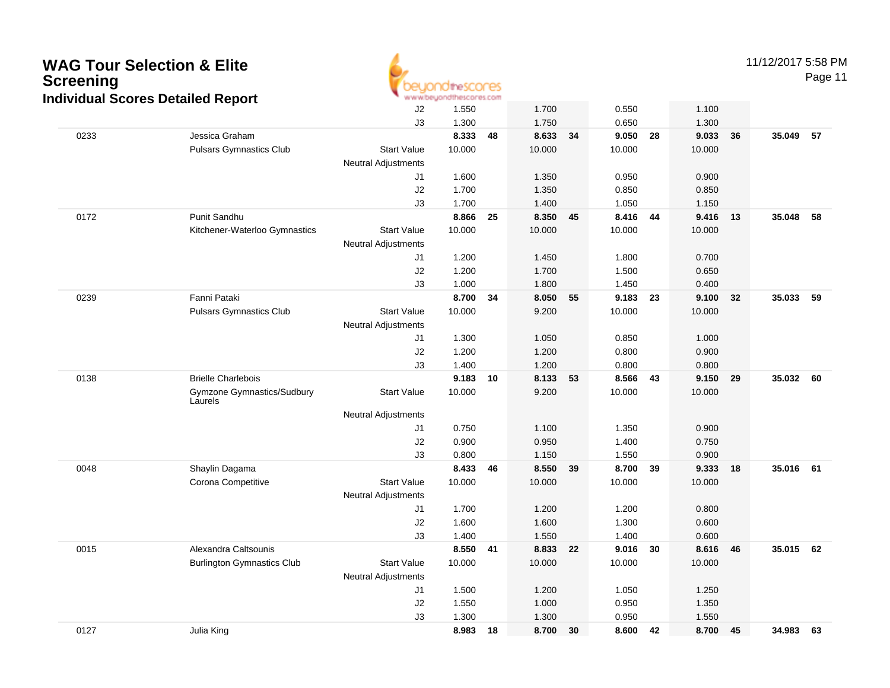# WAG Tour Selection & Elite Screening

## Individual Scores Detailed Report

11/12/2017 5:58 PM

| | | | | | | | | | | | | |
|---|---|---|---|---|---|---|---|---|---|---|---|---|
| | | J2 | 1.550 | | 1.700 | | 0.550 | | 1.100 | | | |
| | | J3 | 1.300 | | 1.750 | | 0.650 | | 1.300 | | | |
| 0233 | Jessica Graham | | **8.333** | **48** | **8.633** | **34** | **9.050** | **28** | **9.033** | **36** | **35.049** | **57** |
| | Pulsars Gymnastics Club | Start Value | 10.000 | | 10.000 | | 10.000 | | 10.000 | | | |
| | | Neutral Adjustments | | | | | | | | | | |
| | | J1 | 1.600 | | 1.350 | | 0.950 | | 0.900 | | | |
| | | J2 | 1.700 | | 1.350 | | 0.850 | | 0.850 | | | |
| | | J3 | 1.700 | | 1.400 | | 1.050 | | 1.150 | | | |
| 0172 | Punit Sandhu | | **8.866** | **25** | **8.350** | **45** | **8.416** | **44** | **9.416** | **13** | **35.048** | **58** |
| | Kitchener-Waterloo Gymnastics | Start Value | 10.000 | | 10.000 | | 10.000 | | 10.000 | | | |
| | | Neutral Adjustments | | | | | | | | | | |
| | | J1 | 1.200 | | 1.450 | | 1.800 | | 0.700 | | | |
| | | J2 | 1.200 | | 1.700 | | 1.500 | | 0.650 | | | |
| | | J3 | 1.000 | | 1.800 | | 1.450 | | 0.400 | | | |
| 0239 | Fanni Pataki | | **8.700** | **34** | **8.050** | **55** | **9.183** | **23** | **9.100** | **32** | **35.033** | **59** |
| | Pulsars Gymnastics Club | Start Value | 10.000 | | 9.200 | | 10.000 | | 10.000 | | | |
| | | Neutral Adjustments | | | | | | | | | | |
| | | J1 | 1.300 | | 1.050 | | 0.850 | | 1.000 | | | |
| | | J2 | 1.200 | | 1.200 | | 0.800 | | 0.900 | | | |
| | | J3 | 1.400 | | 1.200 | | 0.800 | | 0.800 | | | |
| 0138 | Brielle Charlebois | | **9.183** | **10** | **8.133** | **53** | **8.566** | **43** | **9.150** | **29** | **35.032** | **60** |
| | Gymzone Gymnastics/Sudbury Laurels | Start Value | 10.000 | | 9.200 | | 10.000 | | 10.000 | | | |
| | | Neutral Adjustments | | | | | | | | | | |
| | | J1 | 0.750 | | 1.100 | | 1.350 | | 0.900 | | | |
| | | J2 | 0.900 | | 0.950 | | 1.400 | | 0.750 | | | |
| | | J3 | 0.800 | | 1.150 | | 1.550 | | 0.900 | | | |
| 0048 | Shaylin Dagama | | **8.433** | **46** | **8.550** | **39** | **8.700** | **39** | **9.333** | **18** | **35.016** | **61** |
| | Corona Competitive | Start Value | 10.000 | | 10.000 | | 10.000 | | 10.000 | | | |
| | | Neutral Adjustments | | | | | | | | | | |
| | | J1 | 1.700 | | 1.200 | | 1.200 | | 0.800 | | | |
| | | J2 | 1.600 | | 1.600 | | 1.300 | | 0.600 | | | |
| | | J3 | 1.400 | | 1.550 | | 1.400 | | 0.600 | | | |
| 0015 | Alexandra Caltsounis | | **8.550** | **41** | **8.833** | **22** | **9.016** | **30** | **8.616** | **46** | **35.015** | **62** |
| | Burlington Gymnastics Club | Start Value | 10.000 | | 10.000 | | 10.000 | | 10.000 | | | |
| | | Neutral Adjustments | | | | | | | | | | |
| | | J1 | 1.500 | | 1.200 | | 1.050 | | 1.250 | | | |
| | | J2 | 1.550 | | 1.000 | | 0.950 | | 1.350 | | | |
| | | J3 | 1.300 | | 1.300 | | 0.950 | | 1.550 | | | |
| 0127 | Julia King | | **8.983** | **18** | **8.700** | **30** | **8.600** | **42** | **8.700** | **45** | **34.983** | **63** |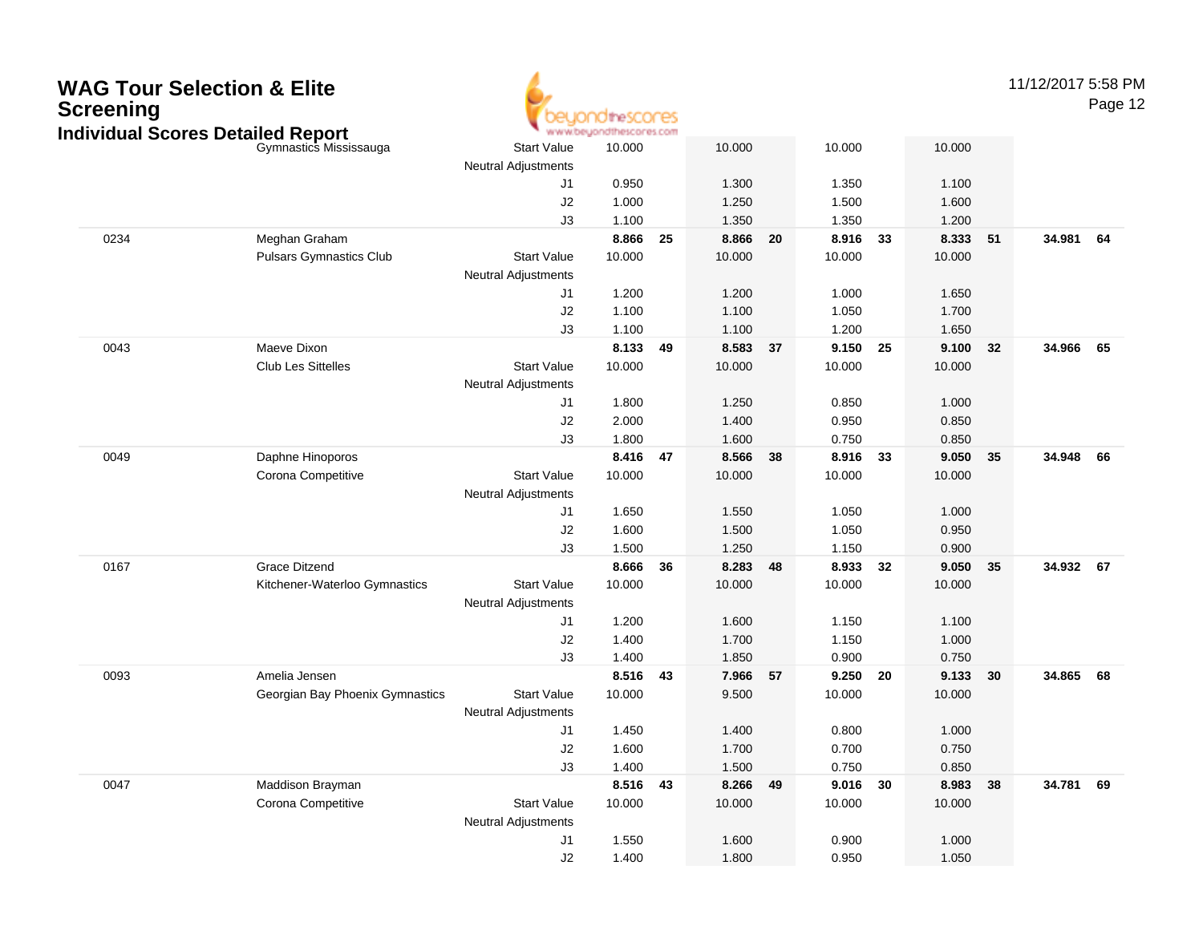# WAG Tour Selection & Elite Screening

## Individual Scores Detailed Report

| # | Name / Club | | Vault | Rk | Bars | Rk | Beam | Rk | Floor | Rk | AA | Rk |
|---|---|---|---|---|---|---|---|---|---|---|---|---|
| | Gymnastics Mississauga | Start Value | 10.000 | | 10.000 | | 10.000 | | 10.000 | | | |
| | | Neutral Adjustments | | | | | | | | | | |
| | | J1 | 0.950 | | 1.300 | | 1.350 | | 1.100 | | | |
| | | J2 | 1.000 | | 1.250 | | 1.500 | | 1.600 | | | |
| | | J3 | 1.100 | | 1.350 | | 1.350 | | 1.200 | | | |
| 0234 | Meghan Graham | | **8.866** | **25** | **8.866** | **20** | **8.916** | **33** | **8.333** | **51** | **34.981** | **64** |
| | Pulsars Gymnastics Club | Start Value | 10.000 | | 10.000 | | 10.000 | | 10.000 | | | |
| | | Neutral Adjustments | | | | | | | | | | |
| | | J1 | 1.200 | | 1.200 | | 1.000 | | 1.650 | | | |
| | | J2 | 1.100 | | 1.100 | | 1.050 | | 1.700 | | | |
| | | J3 | 1.100 | | 1.100 | | 1.200 | | 1.650 | | | |
| 0043 | Maeve Dixon | | **8.133** | **49** | **8.583** | **37** | **9.150** | **25** | **9.100** | **32** | **34.966** | **65** |
| | Club Les Sittelles | Start Value | 10.000 | | 10.000 | | 10.000 | | 10.000 | | | |
| | | Neutral Adjustments | | | | | | | | | | |
| | | J1 | 1.800 | | 1.250 | | 0.850 | | 1.000 | | | |
| | | J2 | 2.000 | | 1.400 | | 0.950 | | 0.850 | | | |
| | | J3 | 1.800 | | 1.600 | | 0.750 | | 0.850 | | | |
| 0049 | Daphne Hinoporos | | **8.416** | **47** | **8.566** | **38** | **8.916** | **33** | **9.050** | **35** | **34.948** | **66** |
| | Corona Competitive | Start Value | 10.000 | | 10.000 | | 10.000 | | 10.000 | | | |
| | | Neutral Adjustments | | | | | | | | | | |
| | | J1 | 1.650 | | 1.550 | | 1.050 | | 1.000 | | | |
| | | J2 | 1.600 | | 1.500 | | 1.050 | | 0.950 | | | |
| | | J3 | 1.500 | | 1.250 | | 1.150 | | 0.900 | | | |
| 0167 | Grace Ditzend | | **8.666** | **36** | **8.283** | **48** | **8.933** | **32** | **9.050** | **35** | **34.932** | **67** |
| | Kitchener-Waterloo Gymnastics | Start Value | 10.000 | | 10.000 | | 10.000 | | 10.000 | | | |
| | | Neutral Adjustments | | | | | | | | | | |
| | | J1 | 1.200 | | 1.600 | | 1.150 | | 1.100 | | | |
| | | J2 | 1.400 | | 1.700 | | 1.150 | | 1.000 | | | |
| | | J3 | 1.400 | | 1.850 | | 0.900 | | 0.750 | | | |
| 0093 | Amelia Jensen | | **8.516** | **43** | **7.966** | **57** | **9.250** | **20** | **9.133** | **30** | **34.865** | **68** |
| | Georgian Bay Phoenix Gymnastics | Start Value | 10.000 | | 9.500 | | 10.000 | | 10.000 | | | |
| | | Neutral Adjustments | | | | | | | | | | |
| | | J1 | 1.450 | | 1.400 | | 0.800 | | 1.000 | | | |
| | | J2 | 1.600 | | 1.700 | | 0.700 | | 0.750 | | | |
| | | J3 | 1.400 | | 1.500 | | 0.750 | | 0.850 | | | |
| 0047 | Maddison Brayman | | **8.516** | **43** | **8.266** | **49** | **9.016** | **30** | **8.983** | **38** | **34.781** | **69** |
| | Corona Competitive | Start Value | 10.000 | | 10.000 | | 10.000 | | 10.000 | | | |
| | | Neutral Adjustments | | | | | | | | | | |
| | | J1 | 1.550 | | 1.600 | | 0.900 | | 1.000 | | | |
| | | J2 | 1.400 | | 1.800 | | 0.950 | | 1.050 | | | |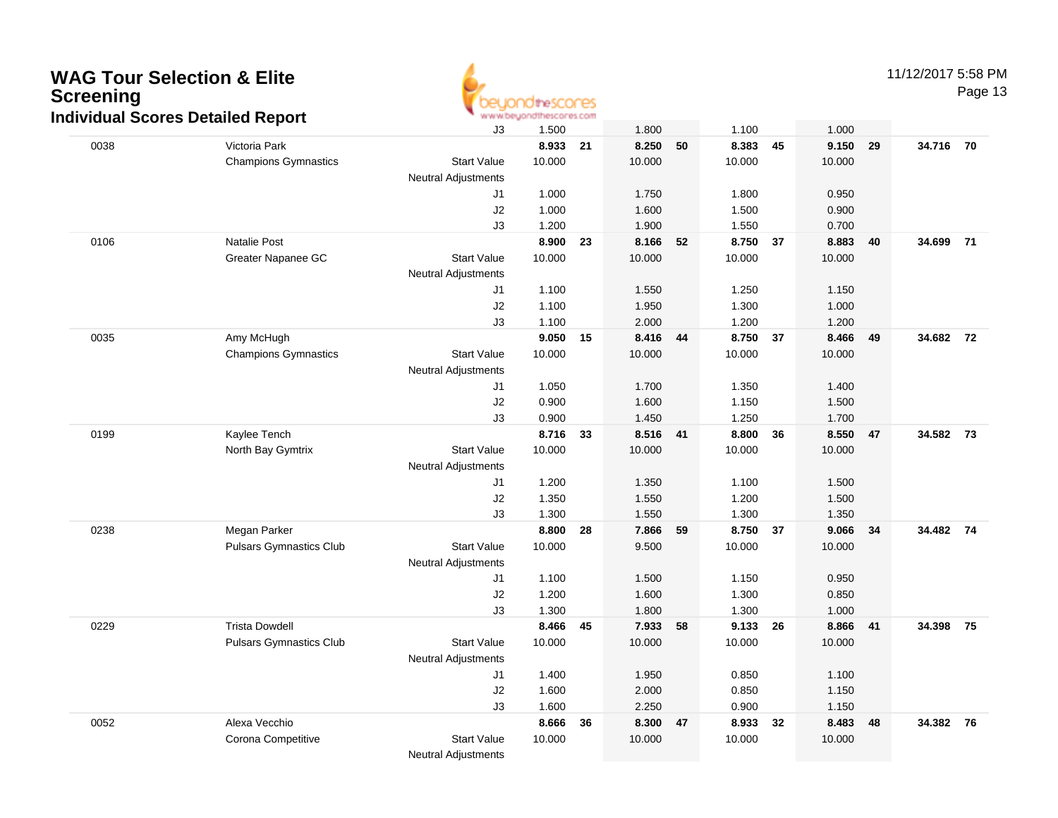# WAG Tour Selection & Elite Screening

## Individual Scores Detailed Report

| # | Name / Club | | Vault | Rank | Bars | Rank | Beam | Rank | Floor | Rank | AA | Rank |
|---|---|---|---|---|---|---|---|---|---|---|---|---|
| | | J3 | 1.500 | | 1.800 | | 1.100 | | 1.000 | | | |
| 0038 | Victoria Park | | **8.933** | **21** | **8.250** | **50** | **8.383** | **45** | **9.150** | **29** | **34.716** | **70** |
| | Champions Gymnastics | Start Value | 10.000 | | 10.000 | | 10.000 | | 10.000 | | | |
| | | Neutral Adjustments | | | | | | | | | | |
| | | J1 | 1.000 | | 1.750 | | 1.800 | | 0.950 | | | |
| | | J2 | 1.000 | | 1.600 | | 1.500 | | 0.900 | | | |
| | | J3 | 1.200 | | 1.900 | | 1.550 | | 0.700 | | | |
| 0106 | Natalie Post | | **8.900** | **23** | **8.166** | **52** | **8.750** | **37** | **8.883** | **40** | **34.699** | **71** |
| | Greater Napanee GC | Start Value | 10.000 | | 10.000 | | 10.000 | | 10.000 | | | |
| | | Neutral Adjustments | | | | | | | | | | |
| | | J1 | 1.100 | | 1.550 | | 1.250 | | 1.150 | | | |
| | | J2 | 1.100 | | 1.950 | | 1.300 | | 1.000 | | | |
| | | J3 | 1.100 | | 2.000 | | 1.200 | | 1.200 | | | |
| 0035 | Amy McHugh | | **9.050** | **15** | **8.416** | **44** | **8.750** | **37** | **8.466** | **49** | **34.682** | **72** |
| | Champions Gymnastics | Start Value | 10.000 | | 10.000 | | 10.000 | | 10.000 | | | |
| | | Neutral Adjustments | | | | | | | | | | |
| | | J1 | 1.050 | | 1.700 | | 1.350 | | 1.400 | | | |
| | | J2 | 0.900 | | 1.600 | | 1.150 | | 1.500 | | | |
| | | J3 | 0.900 | | 1.450 | | 1.250 | | 1.700 | | | |
| 0199 | Kaylee Tench | | **8.716** | **33** | **8.516** | **41** | **8.800** | **36** | **8.550** | **47** | **34.582** | **73** |
| | North Bay Gymtrix | Start Value | 10.000 | | 10.000 | | 10.000 | | 10.000 | | | |
| | | Neutral Adjustments | | | | | | | | | | |
| | | J1 | 1.200 | | 1.350 | | 1.100 | | 1.500 | | | |
| | | J2 | 1.350 | | 1.550 | | 1.200 | | 1.500 | | | |
| | | J3 | 1.300 | | 1.550 | | 1.300 | | 1.350 | | | |
| 0238 | Megan Parker | | **8.800** | **28** | **7.866** | **59** | **8.750** | **37** | **9.066** | **34** | **34.482** | **74** |
| | Pulsars Gymnastics Club | Start Value | 10.000 | | 9.500 | | 10.000 | | 10.000 | | | |
| | | Neutral Adjustments | | | | | | | | | | |
| | | J1 | 1.100 | | 1.500 | | 1.150 | | 0.950 | | | |
| | | J2 | 1.200 | | 1.600 | | 1.300 | | 0.850 | | | |
| | | J3 | 1.300 | | 1.800 | | 1.300 | | 1.000 | | | |
| 0229 | Trista Dowdell | | **8.466** | **45** | **7.933** | **58** | **9.133** | **26** | **8.866** | **41** | **34.398** | **75** |
| | Pulsars Gymnastics Club | Start Value | 10.000 | | 10.000 | | 10.000 | | 10.000 | | | |
| | | Neutral Adjustments | | | | | | | | | | |
| | | J1 | 1.400 | | 1.950 | | 0.850 | | 1.100 | | | |
| | | J2 | 1.600 | | 2.000 | | 0.850 | | 1.150 | | | |
| | | J3 | 1.600 | | 2.250 | | 0.900 | | 1.150 | | | |
| 0052 | Alexa Vecchio | | **8.666** | **36** | **8.300** | **47** | **8.933** | **32** | **8.483** | **48** | **34.382** | **76** |
| | Corona Competitive | Start Value | 10.000 | | 10.000 | | 10.000 | | 10.000 | | | |
| | | Neutral Adjustments | | | | | | | | | | |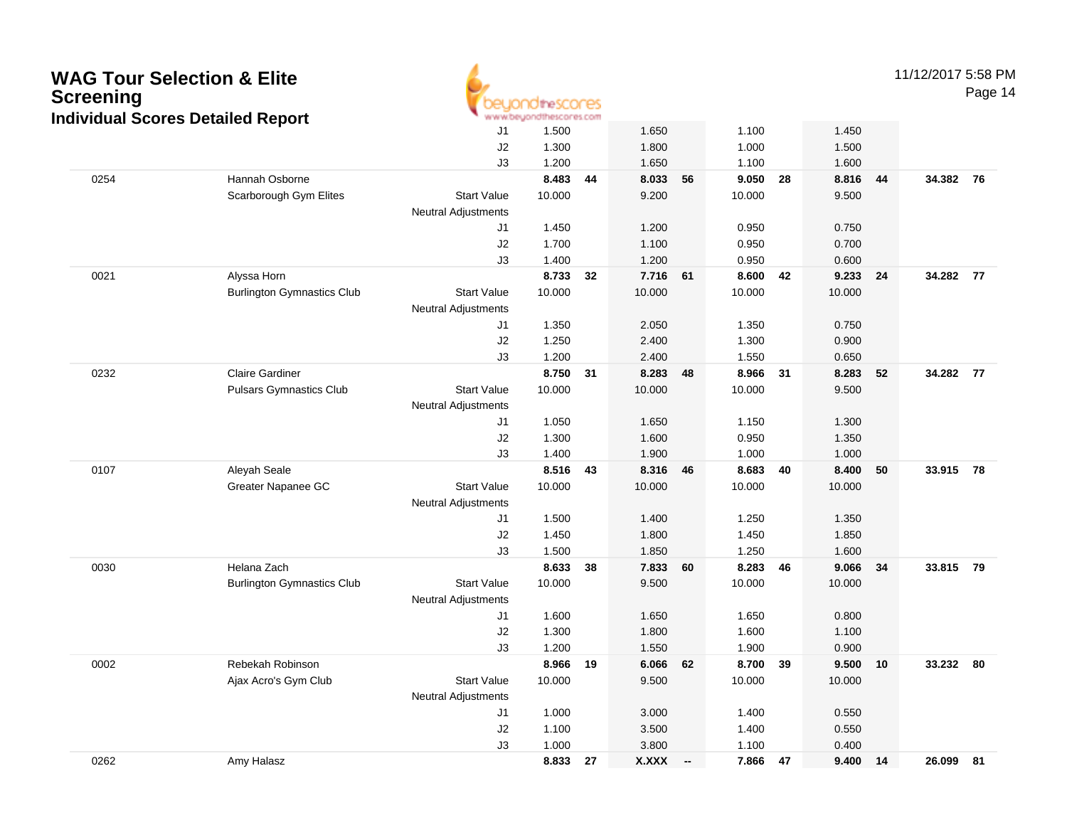# WAG Tour Selection & Elite Screening

## Individual Scores Detailed Report

| # | Name | Club | | Vault | Rank | Bars | Rank | Beam | Rank | Floor | Rank | AA | Rank |
|---|---|---|---|---|---|---|---|---|---|---|---|---|---|
| | | | J1 | 1.500 | | 1.650 | | 1.100 | | 1.450 | | | |
| | | | J2 | 1.300 | | 1.800 | | 1.000 | | 1.500 | | | |
| | | | J3 | 1.200 | | 1.650 | | 1.100 | | 1.600 | | | |
| 0254 | Hannah Osborne | | | **8.483** | **44** | **8.033** | **56** | **9.050** | **28** | **8.816** | **44** | **34.382** | **76** |
| | | Scarborough Gym Elites | Start Value | 10.000 | | 9.200 | | 10.000 | | 9.500 | | | |
| | | | Neutral Adjustments | | | | | | | | | | |
| | | | J1 | 1.450 | | 1.200 | | 0.950 | | 0.750 | | | |
| | | | J2 | 1.700 | | 1.100 | | 0.950 | | 0.700 | | | |
| | | | J3 | 1.400 | | 1.200 | | 0.950 | | 0.600 | | | |
| 0021 | Alyssa Horn | | | **8.733** | **32** | **7.716** | **61** | **8.600** | **42** | **9.233** | **24** | **34.282** | **77** |
| | | Burlington Gymnastics Club | Start Value | 10.000 | | 10.000 | | 10.000 | | 10.000 | | | |
| | | | Neutral Adjustments | | | | | | | | | | |
| | | | J1 | 1.350 | | 2.050 | | 1.350 | | 0.750 | | | |
| | | | J2 | 1.250 | | 2.400 | | 1.300 | | 0.900 | | | |
| | | | J3 | 1.200 | | 2.400 | | 1.550 | | 0.650 | | | |
| 0232 | Claire Gardiner | | | **8.750** | **31** | **8.283** | **48** | **8.966** | **31** | **8.283** | **52** | **34.282** | **77** |
| | | Pulsars Gymnastics Club | Start Value | 10.000 | | 10.000 | | 10.000 | | 9.500 | | | |
| | | | Neutral Adjustments | | | | | | | | | | |
| | | | J1 | 1.050 | | 1.650 | | 1.150 | | 1.300 | | | |
| | | | J2 | 1.300 | | 1.600 | | 0.950 | | 1.350 | | | |
| | | | J3 | 1.400 | | 1.900 | | 1.000 | | 1.000 | | | |
| 0107 | Aleyah Seale | | | **8.516** | **43** | **8.316** | **46** | **8.683** | **40** | **8.400** | **50** | **33.915** | **78** |
| | | Greater Napanee GC | Start Value | 10.000 | | 10.000 | | 10.000 | | 10.000 | | | |
| | | | Neutral Adjustments | | | | | | | | | | |
| | | | J1 | 1.500 | | 1.400 | | 1.250 | | 1.350 | | | |
| | | | J2 | 1.450 | | 1.800 | | 1.450 | | 1.850 | | | |
| | | | J3 | 1.500 | | 1.850 | | 1.250 | | 1.600 | | | |
| 0030 | Helana Zach | | | **8.633** | **38** | **7.833** | **60** | **8.283** | **46** | **9.066** | **34** | **33.815** | **79** |
| | | Burlington Gymnastics Club | Start Value | 10.000 | | 9.500 | | 10.000 | | 10.000 | | | |
| | | | Neutral Adjustments | | | | | | | | | | |
| | | | J1 | 1.600 | | 1.650 | | 1.650 | | 0.800 | | | |
| | | | J2 | 1.300 | | 1.800 | | 1.600 | | 1.100 | | | |
| | | | J3 | 1.200 | | 1.550 | | 1.900 | | 0.900 | | | |
| 0002 | Rebekah Robinson | | | **8.966** | **19** | **6.066** | **62** | **8.700** | **39** | **9.500** | **10** | **33.232** | **80** |
| | | Ajax Acro's Gym Club | Start Value | 10.000 | | 9.500 | | 10.000 | | 10.000 | | | |
| | | | Neutral Adjustments | | | | | | | | | | |
| | | | J1 | 1.000 | | 3.000 | | 1.400 | | 0.550 | | | |
| | | | J2 | 1.100 | | 3.500 | | 1.400 | | 0.550 | | | |
| | | | J3 | 1.000 | | 3.800 | | 1.100 | | 0.400 | | | |
| 0262 | Amy Halasz | | | **8.833** | **27** | **X.XXX** | **--** | **7.866** | **47** | **9.400** | **14** | **26.099** | **81** |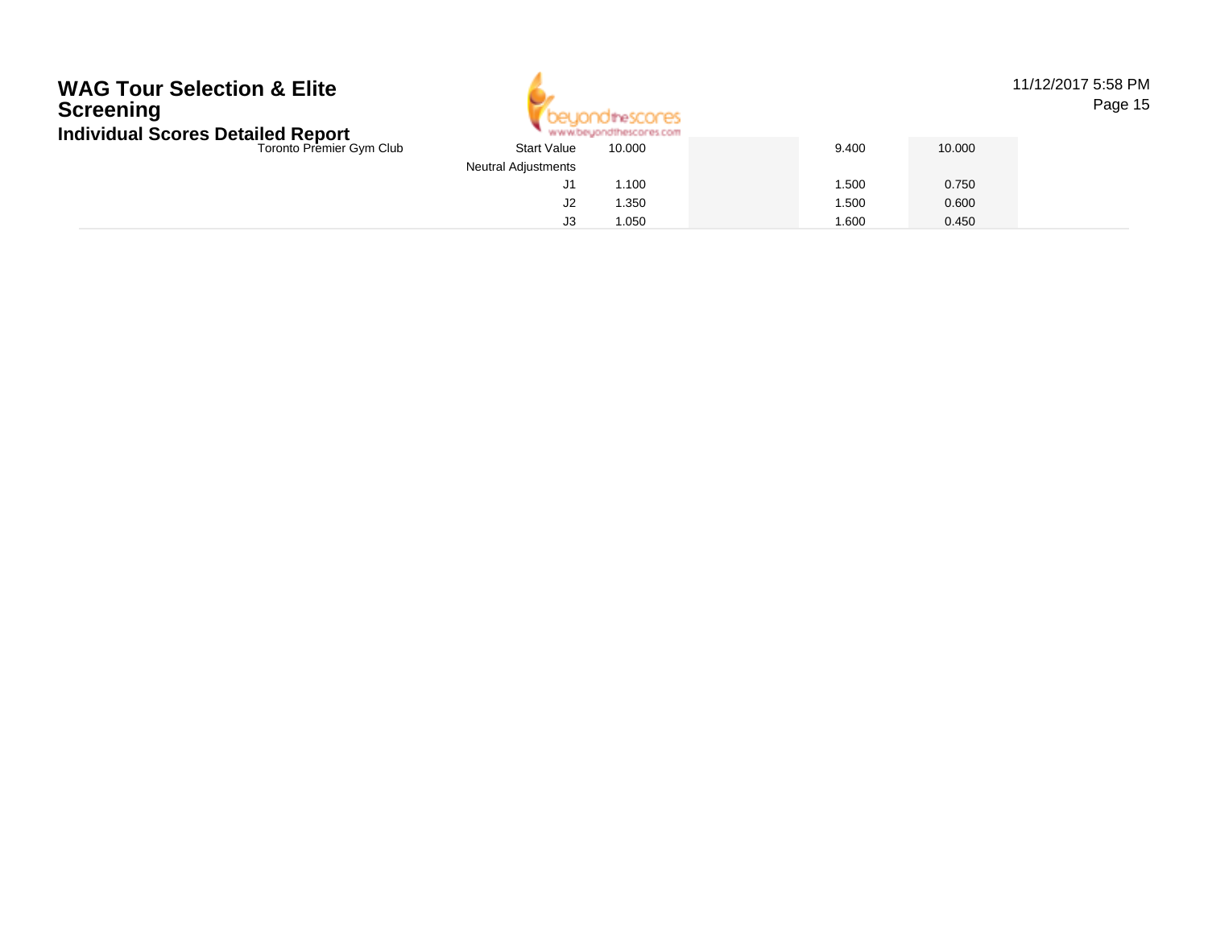# WAG Tour Selection & Elite Screening

## Individual Scores Detailed Report

| | | | | | | |
|---|---|---|---|---|---|---|
| Toronto Premier Gym Club | Start Value | 10.000 | | 9.400 | 10.000 | |
| | Neutral Adjustments | | | | | |
| | J1 | 1.100 | | 1.500 | 0.750 | |
| | J2 | 1.350 | | 1.500 | 0.600 | |
| | J3 | 1.050 | | 1.600 | 0.450 | |